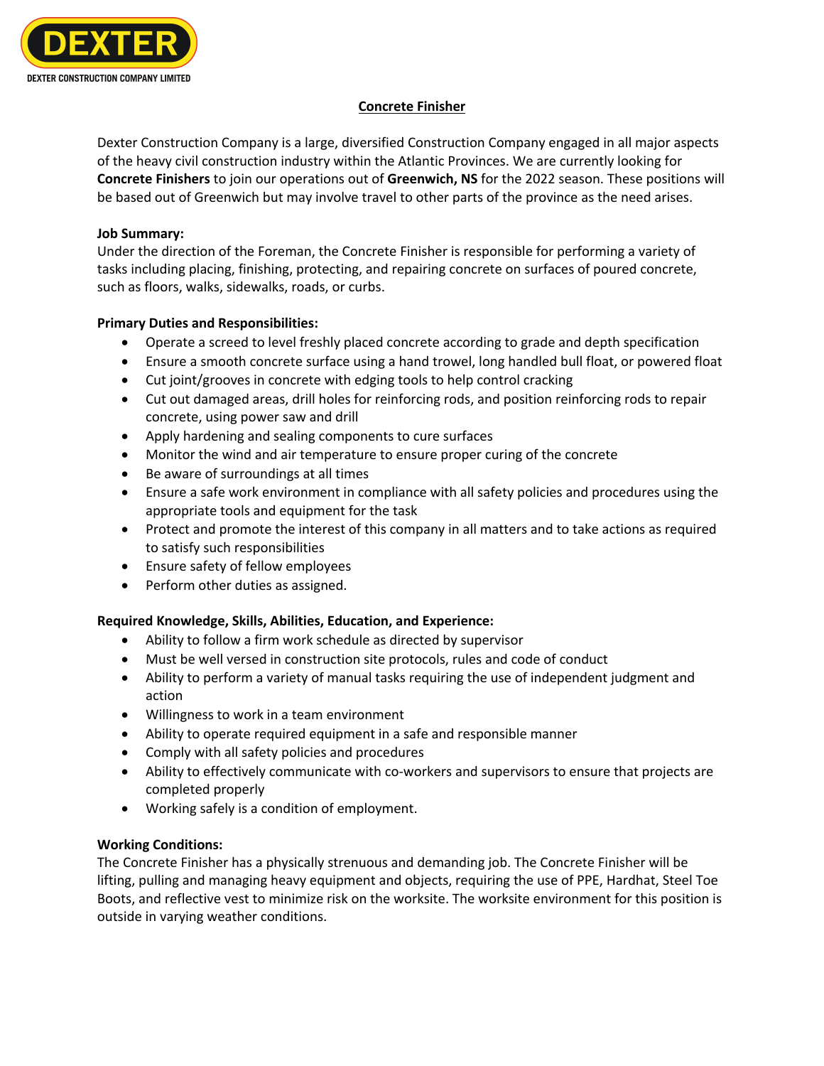DEXTER

DEXTER CONSTRUCTION COMPANY LIMITED

# Concrete Finisher

Dexter Construction Company is a large, diversified Construction Company engaged in all major aspects of the heavy civil construction industry within the Atlantic Provinces. We are currently looking for **Concrete Finishers** to join our operations out of **Greenwich, NS** for the 2022 season. These positions will be based out of Greenwich but may involve travel to other parts of the province as the need arises.

**Job Summary:**
Under the direction of the Foreman, the Concrete Finisher is responsible for performing a variety of tasks including placing, finishing, protecting, and repairing concrete on surfaces of poured concrete, such as floors, walks, sidewalks, roads, or curbs.

**Primary Duties and Responsibilities:**

- Operate a screed to level freshly placed concrete according to grade and depth specification
- Ensure a smooth concrete surface using a hand trowel, long handled bull float, or powered float
- Cut joint/grooves in concrete with edging tools to help control cracking
- Cut out damaged areas, drill holes for reinforcing rods, and position reinforcing rods to repair concrete, using power saw and drill
- Apply hardening and sealing components to cure surfaces
- Monitor the wind and air temperature to ensure proper curing of the concrete
- Be aware of surroundings at all times
- Ensure a safe work environment in compliance with all safety policies and procedures using the appropriate tools and equipment for the task
- Protect and promote the interest of this company in all matters and to take actions as required to satisfy such responsibilities
- Ensure safety of fellow employees
- Perform other duties as assigned.

**Required Knowledge, Skills, Abilities, Education, and Experience:**

- Ability to follow a firm work schedule as directed by supervisor
- Must be well versed in construction site protocols, rules and code of conduct
- Ability to perform a variety of manual tasks requiring the use of independent judgment and action
- Willingness to work in a team environment
- Ability to operate required equipment in a safe and responsible manner
- Comply with all safety policies and procedures
- Ability to effectively communicate with co-workers and supervisors to ensure that projects are completed properly
- Working safely is a condition of employment.

**Working Conditions:**
The Concrete Finisher has a physically strenuous and demanding job. The Concrete Finisher will be lifting, pulling and managing heavy equipment and objects, requiring the use of PPE, Hardhat, Steel Toe Boots, and reflective vest to minimize risk on the worksite. The worksite environment for this position is outside in varying weather conditions.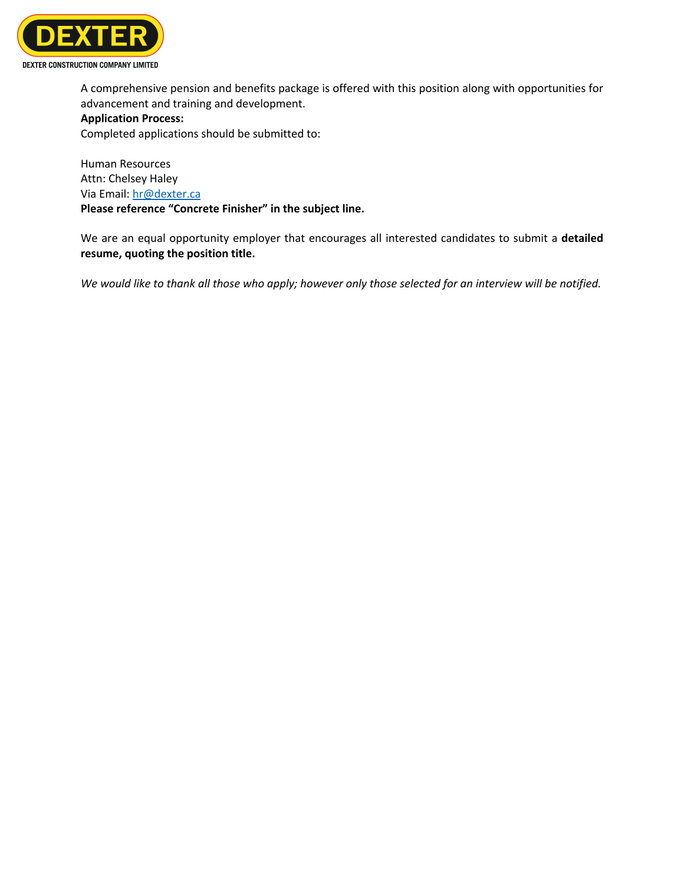A comprehensive pension and benefits package is offered with this position along with opportunities for advancement and training and development.

**Application Process:**

Completed applications should be submitted to:

Human Resources
Attn: Chelsey Haley
Via Email: hr@dexter.ca
**Please reference "Concrete Finisher" in the subject line.**

We are an equal opportunity employer that encourages all interested candidates to submit a **detailed resume, quoting the position title.**

*We would like to thank all those who apply; however only those selected for an interview will be notified.*